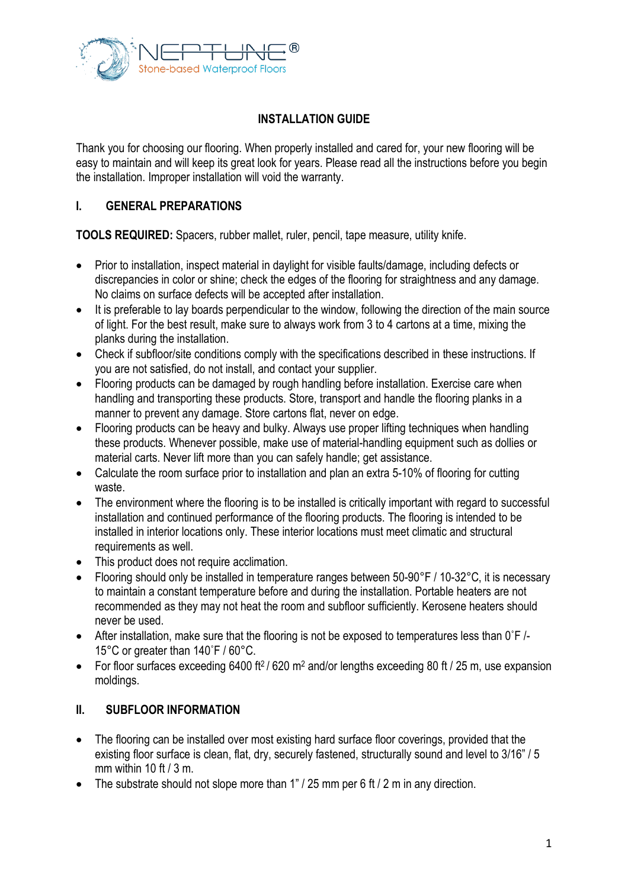NEPTUNE®
Stone-based Waterproof Floors

# INSTALLATION GUIDE

Thank you for choosing our flooring. When properly installed and cared for, your new flooring will be easy to maintain and will keep its great look for years. Please read all the instructions before you begin the installation. Improper installation will void the warranty.

## I. GENERAL PREPARATIONS

**TOOLS REQUIRED:** Spacers, rubber mallet, ruler, pencil, tape measure, utility knife.

- Prior to installation, inspect material in daylight for visible faults/damage, including defects or discrepancies in color or shine; check the edges of the flooring for straightness and any damage. No claims on surface defects will be accepted after installation.
- It is preferable to lay boards perpendicular to the window, following the direction of the main source of light. For the best result, make sure to always work from 3 to 4 cartons at a time, mixing the planks during the installation.
- Check if subfloor/site conditions comply with the specifications described in these instructions. If you are not satisfied, do not install, and contact your supplier.
- Flooring products can be damaged by rough handling before installation. Exercise care when handling and transporting these products. Store, transport and handle the flooring planks in a manner to prevent any damage. Store cartons flat, never on edge.
- Flooring products can be heavy and bulky. Always use proper lifting techniques when handling these products. Whenever possible, make use of material-handling equipment such as dollies or material carts. Never lift more than you can safely handle; get assistance.
- Calculate the room surface prior to installation and plan an extra 5-10% of flooring for cutting waste.
- The environment where the flooring is to be installed is critically important with regard to successful installation and continued performance of the flooring products. The flooring is intended to be installed in interior locations only. These interior locations must meet climatic and structural requirements as well.
- This product does not require acclimation.
- Flooring should only be installed in temperature ranges between 50-90°F / 10-32°C, it is necessary to maintain a constant temperature before and during the installation. Portable heaters are not recommended as they may not heat the room and subfloor sufficiently. Kerosene heaters should never be used.
- After installation, make sure that the flooring is not be exposed to temperatures less than 0˚F /-15°C or greater than 140˚F / 60°C.
- For floor surfaces exceeding 6400 ft$^2$ / 620 m$^2$ and/or lengths exceeding 80 ft / 25 m, use expansion moldings.

## II. SUBFLOOR INFORMATION

- The flooring can be installed over most existing hard surface floor coverings, provided that the existing floor surface is clean, flat, dry, securely fastened, structurally sound and level to 3/16" / 5 mm within 10 ft / 3 m.
- The substrate should not slope more than 1" / 25 mm per 6 ft / 2 m in any direction.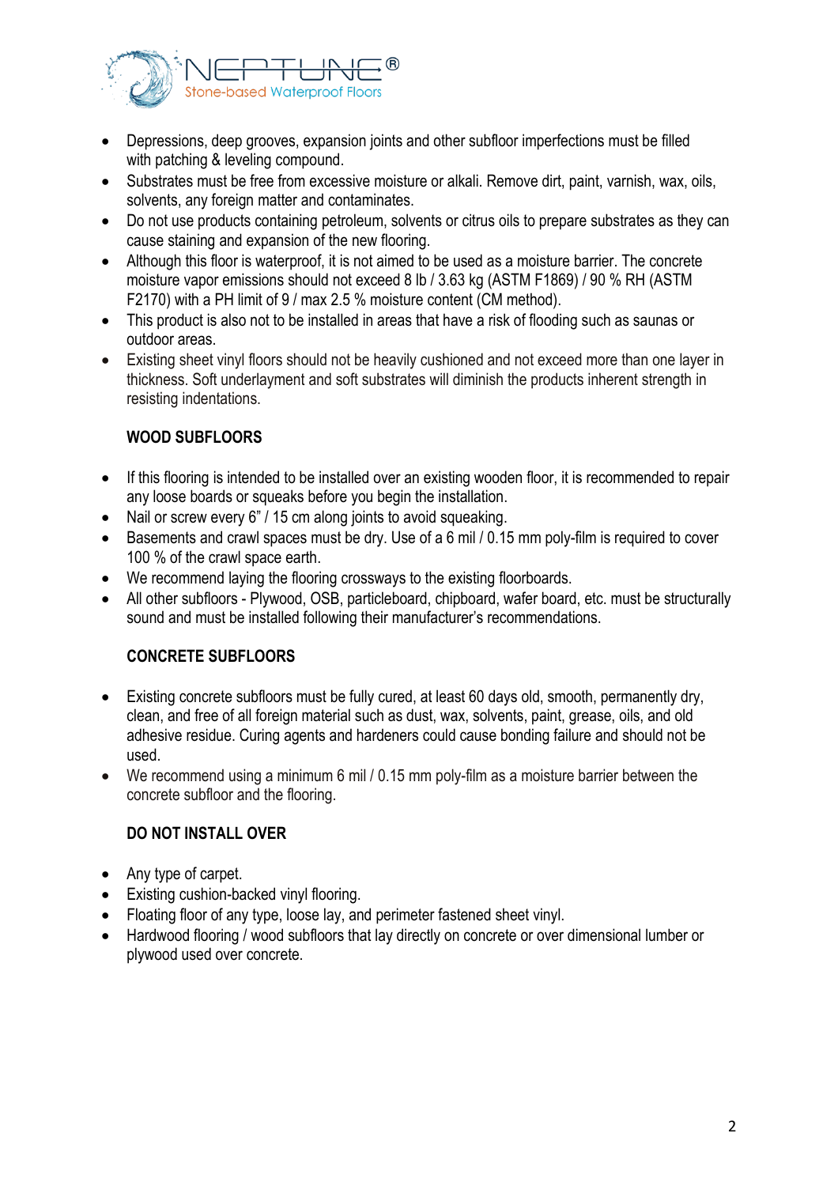- Depressions, deep grooves, expansion joints and other subfloor imperfections must be filled with patching & leveling compound.
- Substrates must be free from excessive moisture or alkali. Remove dirt, paint, varnish, wax, oils, solvents, any foreign matter and contaminates.
- Do not use products containing petroleum, solvents or citrus oils to prepare substrates as they can cause staining and expansion of the new flooring.
- Although this floor is waterproof, it is not aimed to be used as a moisture barrier. The concrete moisture vapor emissions should not exceed 8 lb / 3.63 kg (ASTM F1869) / 90 % RH (ASTM F2170) with a PH limit of 9 / max 2.5 % moisture content (CM method).
- This product is also not to be installed in areas that have a risk of flooding such as saunas or outdoor areas.
- Existing sheet vinyl floors should not be heavily cushioned and not exceed more than one layer in thickness. Soft underlayment and soft substrates will diminish the products inherent strength in resisting indentations.

**WOOD SUBFLOORS**

- If this flooring is intended to be installed over an existing wooden floor, it is recommended to repair any loose boards or squeaks before you begin the installation.
- Nail or screw every 6" / 15 cm along joints to avoid squeaking.
- Basements and crawl spaces must be dry. Use of a 6 mil / 0.15 mm poly-film is required to cover 100 % of the crawl space earth.
- We recommend laying the flooring crossways to the existing floorboards.
- All other subfloors - Plywood, OSB, particleboard, chipboard, wafer board, etc. must be structurally sound and must be installed following their manufacturer's recommendations.

**CONCRETE SUBFLOORS**

- Existing concrete subfloors must be fully cured, at least 60 days old, smooth, permanently dry, clean, and free of all foreign material such as dust, wax, solvents, paint, grease, oils, and old adhesive residue. Curing agents and hardeners could cause bonding failure and should not be used.
- We recommend using a minimum 6 mil / 0.15 mm poly-film as a moisture barrier between the concrete subfloor and the flooring.

**DO NOT INSTALL OVER**

- Any type of carpet.
- Existing cushion-backed vinyl flooring.
- Floating floor of any type, loose lay, and perimeter fastened sheet vinyl.
- Hardwood flooring / wood subfloors that lay directly on concrete or over dimensional lumber or plywood used over concrete.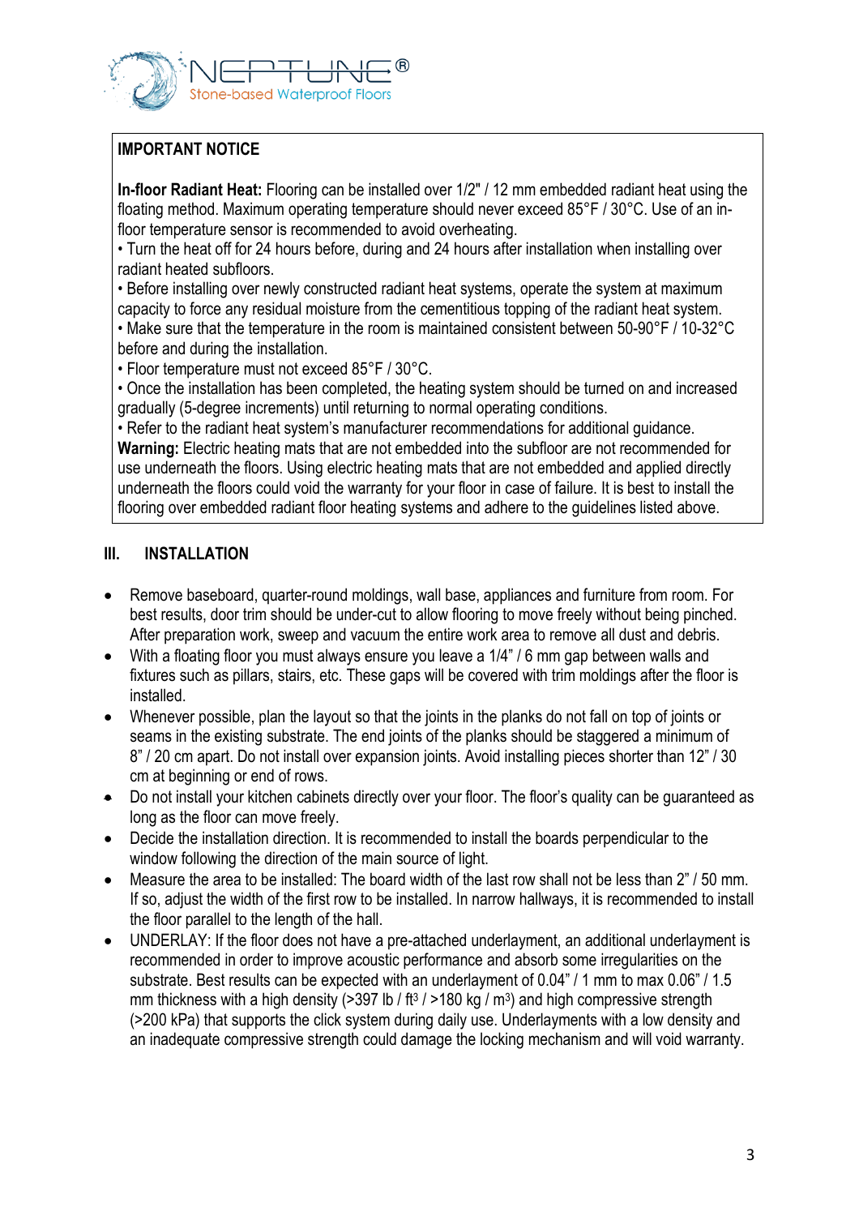**IMPORTANT NOTICE**

**In-floor Radiant Heat:** Flooring can be installed over 1/2" / 12 mm embedded radiant heat using the floating method. Maximum operating temperature should never exceed 85°F / 30°C. Use of an in-floor temperature sensor is recommended to avoid overheating.

- Turn the heat off for 24 hours before, during and 24 hours after installation when installing over radiant heated subfloors.
- Before installing over newly constructed radiant heat systems, operate the system at maximum capacity to force any residual moisture from the cementitious topping of the radiant heat system.
- Make sure that the temperature in the room is maintained consistent between 50-90°F / 10-32°C before and during the installation.
- Floor temperature must not exceed 85°F / 30°C.
- Once the installation has been completed, the heating system should be turned on and increased gradually (5-degree increments) until returning to normal operating conditions.
- Refer to the radiant heat system's manufacturer recommendations for additional guidance.

**Warning:** Electric heating mats that are not embedded into the subfloor are not recommended for use underneath the floors. Using electric heating mats that are not embedded and applied directly underneath the floors could void the warranty for your floor in case of failure. It is best to install the flooring over embedded radiant floor heating systems and adhere to the guidelines listed above.

## III. INSTALLATION

- Remove baseboard, quarter-round moldings, wall base, appliances and furniture from room. For best results, door trim should be under-cut to allow flooring to move freely without being pinched. After preparation work, sweep and vacuum the entire work area to remove all dust and debris.
- With a floating floor you must always ensure you leave a 1/4" / 6 mm gap between walls and fixtures such as pillars, stairs, etc. These gaps will be covered with trim moldings after the floor is installed.
- Whenever possible, plan the layout so that the joints in the planks do not fall on top of joints or seams in the existing substrate. The end joints of the planks should be staggered a minimum of 8" / 20 cm apart. Do not install over expansion joints. Avoid installing pieces shorter than 12" / 30 cm at beginning or end of rows.
- Do not install your kitchen cabinets directly over your floor. The floor's quality can be guaranteed as long as the floor can move freely.
- Decide the installation direction. It is recommended to install the boards perpendicular to the window following the direction of the main source of light.
- Measure the area to be installed: The board width of the last row shall not be less than 2" / 50 mm. If so, adjust the width of the first row to be installed. In narrow hallways, it is recommended to install the floor parallel to the length of the hall.
- UNDERLAY: If the floor does not have a pre-attached underlayment, an additional underlayment is recommended in order to improve acoustic performance and absorb some irregularities on the substrate. Best results can be expected with an underlayment of 0.04" / 1 mm to max 0.06" / 1.5 mm thickness with a high density (>397 lb / ft$^3$ / >180 kg / m$^3$) and high compressive strength (>200 kPa) that supports the click system during daily use. Underlayments with a low density and an inadequate compressive strength could damage the locking mechanism and will void warranty.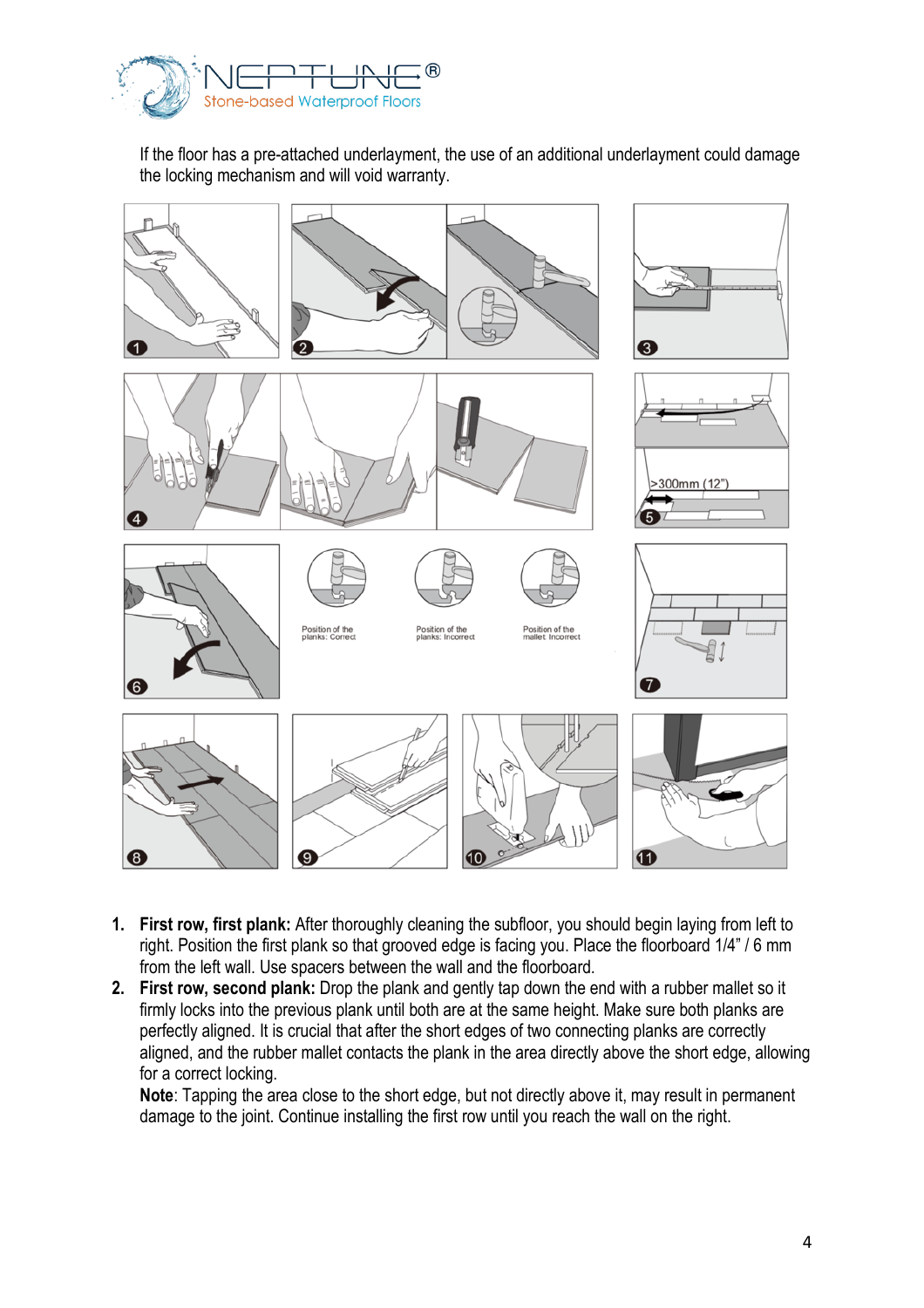If the floor has a pre-attached underlayment, the use of an additional underlayment could damage the locking mechanism and will void warranty.

1. **First row, first plank:** After thoroughly cleaning the subfloor, you should begin laying from left to right. Position the first plank so that grooved edge is facing you. Place the floorboard 1/4" / 6 mm from the left wall. Use spacers between the wall and the floorboard.
2. **First row, second plank:** Drop the plank and gently tap down the end with a rubber mallet so it firmly locks into the previous plank until both are at the same height. Make sure both planks are perfectly aligned. It is crucial that after the short edges of two connecting planks are correctly aligned, and the rubber mallet contacts the plank in the area directly above the short edge, allowing for a correct locking.
   **Note**: Tapping the area close to the short edge, but not directly above it, may result in permanent damage to the joint. Continue installing the first row until you reach the wall on the right.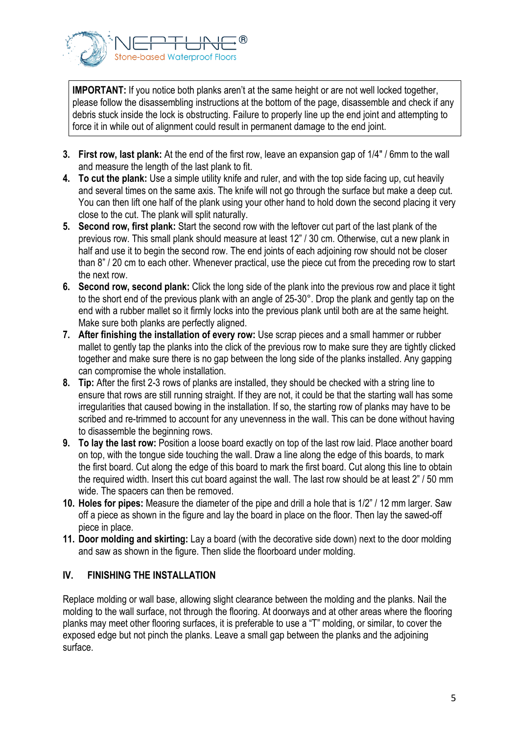**IMPORTANT:** If you notice both planks aren't at the same height or are not well locked together, please follow the disassembling instructions at the bottom of the page, disassemble and check if any debris stuck inside the lock is obstructing. Failure to properly line up the end joint and attempting to force it in while out of alignment could result in permanent damage to the end joint.

3. **First row, last plank:** At the end of the first row, leave an expansion gap of 1/4" / 6mm to the wall and measure the length of the last plank to fit.
4. **To cut the plank:** Use a simple utility knife and ruler, and with the top side facing up, cut heavily and several times on the same axis. The knife will not go through the surface but make a deep cut. You can then lift one half of the plank using your other hand to hold down the second placing it very close to the cut. The plank will split naturally.
5. **Second row, first plank:** Start the second row with the leftover cut part of the last plank of the previous row. This small plank should measure at least 12" / 30 cm. Otherwise, cut a new plank in half and use it to begin the second row. The end joints of each adjoining row should not be closer than 8" / 20 cm to each other. Whenever practical, use the piece cut from the preceding row to start the next row.
6. **Second row, second plank:** Click the long side of the plank into the previous row and place it tight to the short end of the previous plank with an angle of 25-30°. Drop the plank and gently tap on the end with a rubber mallet so it firmly locks into the previous plank until both are at the same height. Make sure both planks are perfectly aligned.
7. **After finishing the installation of every row:** Use scrap pieces and a small hammer or rubber mallet to gently tap the planks into the click of the previous row to make sure they are tightly clicked together and make sure there is no gap between the long side of the planks installed. Any gapping can compromise the whole installation.
8. **Tip:** After the first 2-3 rows of planks are installed, they should be checked with a string line to ensure that rows are still running straight. If they are not, it could be that the starting wall has some irregularities that caused bowing in the installation. If so, the starting row of planks may have to be scribed and re-trimmed to account for any unevenness in the wall. This can be done without having to disassemble the beginning rows.
9. **To lay the last row:** Position a loose board exactly on top of the last row laid. Place another board on top, with the tongue side touching the wall. Draw a line along the edge of this boards, to mark the first board. Cut along the edge of this board to mark the first board. Cut along this line to obtain the required width. Insert this cut board against the wall. The last row should be at least 2" / 50 mm wide. The spacers can then be removed.
10. **Holes for pipes:** Measure the diameter of the pipe and drill a hole that is 1/2" / 12 mm larger. Saw off a piece as shown in the figure and lay the board in place on the floor. Then lay the sawed-off piece in place.
11. **Door molding and skirting:** Lay a board (with the decorative side down) next to the door molding and saw as shown in the figure. Then slide the floorboard under molding.

## IV. FINISHING THE INSTALLATION

Replace molding or wall base, allowing slight clearance between the molding and the planks. Nail the molding to the wall surface, not through the flooring. At doorways and at other areas where the flooring planks may meet other flooring surfaces, it is preferable to use a "T" molding, or similar, to cover the exposed edge but not pinch the planks. Leave a small gap between the planks and the adjoining surface.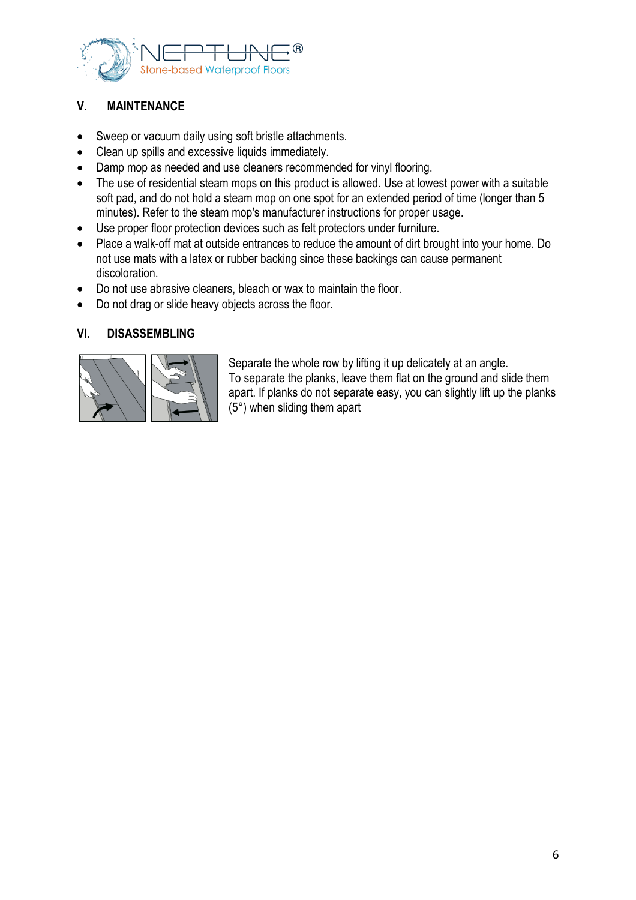## V. MAINTENANCE

- Sweep or vacuum daily using soft bristle attachments.
- Clean up spills and excessive liquids immediately.
- Damp mop as needed and use cleaners recommended for vinyl flooring.
- The use of residential steam mops on this product is allowed. Use at lowest power with a suitable soft pad, and do not hold a steam mop on one spot for an extended period of time (longer than 5 minutes). Refer to the steam mop's manufacturer instructions for proper usage.
- Use proper floor protection devices such as felt protectors under furniture.
- Place a walk-off mat at outside entrances to reduce the amount of dirt brought into your home. Do not use mats with a latex or rubber backing since these backings can cause permanent discoloration.
- Do not use abrasive cleaners, bleach or wax to maintain the floor.
- Do not drag or slide heavy objects across the floor.

## VI. DISASSEMBLING

Separate the whole row by lifting it up delicately at an angle.
To separate the planks, leave them flat on the ground and slide them apart. If planks do not separate easy, you can slightly lift up the planks (5°) when sliding them apart